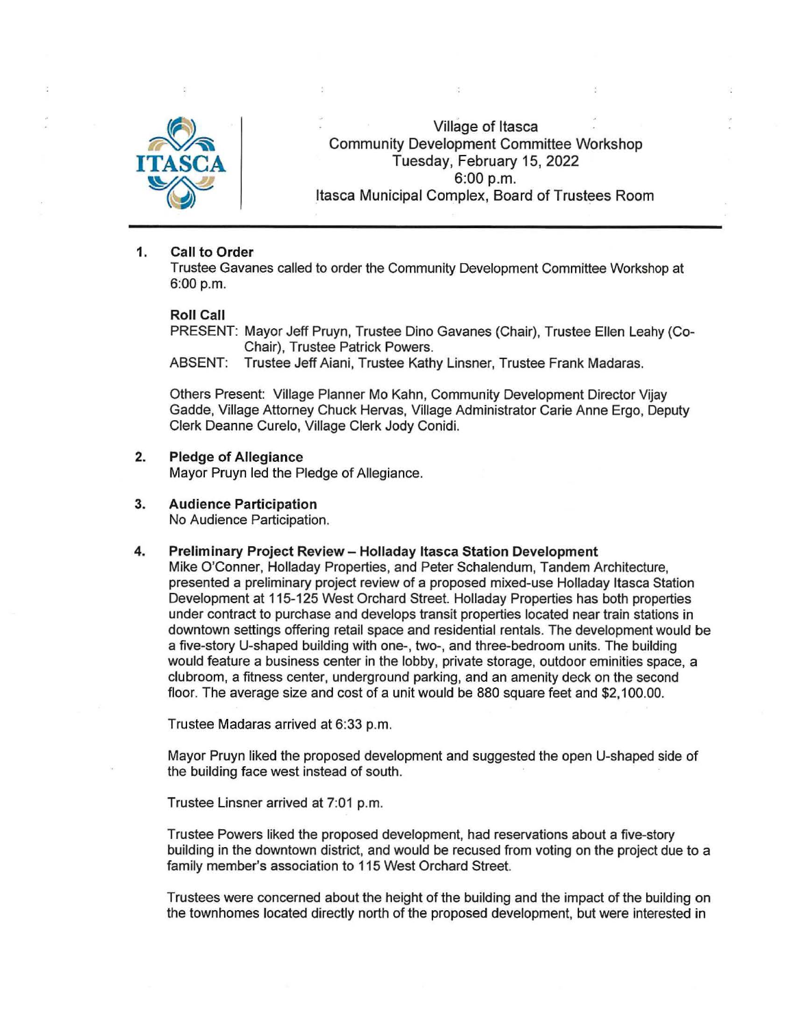Village of Itasca
Community Development Committee Workshop
Tuesday, February 15, 2022
6:00 p.m.
Itasca Municipal Complex, Board of Trustees Room

1. **Call to Order**
   Trustee Gavanes called to order the Community Development Committee Workshop at 6:00 p.m.

   **Roll Call**
   PRESENT: Mayor Jeff Pruyn, Trustee Dino Gavanes (Chair), Trustee Ellen Leahy (Co-Chair), Trustee Patrick Powers.
   ABSENT: Trustee Jeff Aiani, Trustee Kathy Linsner, Trustee Frank Madaras.

   Others Present: Village Planner Mo Kahn, Community Development Director Vijay Gadde, Village Attorney Chuck Hervas, Village Administrator Carie Anne Ergo, Deputy Clerk Deanne Curelo, Village Clerk Jody Conidi.

2. **Pledge of Allegiance**
   Mayor Pruyn led the Pledge of Allegiance.

3. **Audience Participation**
   No Audience Participation.

4. **Preliminary Project Review – Holladay Itasca Station Development**
   Mike O'Conner, Holladay Properties, and Peter Schalendum, Tandem Architecture, presented a preliminary project review of a proposed mixed-use Holladay Itasca Station Development at 115-125 West Orchard Street. Holladay Properties has both properties under contract to purchase and develops transit properties located near train stations in downtown settings offering retail space and residential rentals. The development would be a five-story U-shaped building with one-, two-, and three-bedroom units. The building would feature a business center in the lobby, private storage, outdoor eminities space, a clubroom, a fitness center, underground parking, and an amenity deck on the second floor. The average size and cost of a unit would be 880 square feet and $2,100.00.

   Trustee Madaras arrived at 6:33 p.m.

   Mayor Pruyn liked the proposed development and suggested the open U-shaped side of the building face west instead of south.

   Trustee Linsner arrived at 7:01 p.m.

   Trustee Powers liked the proposed development, had reservations about a five-story building in the downtown district, and would be recused from voting on the project due to a family member's association to 115 West Orchard Street.

   Trustees were concerned about the height of the building and the impact of the building on the townhomes located directly north of the proposed development, but were interested in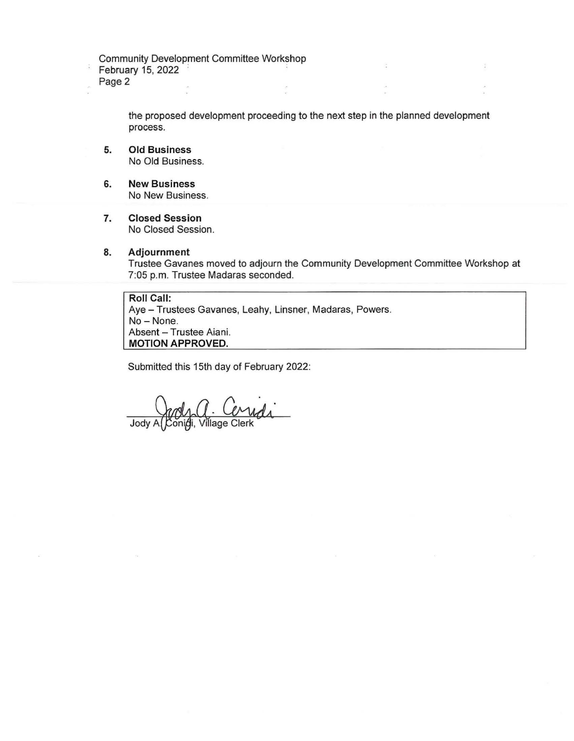the proposed development proceeding to the next step in the planned development process.

5. **Old Business**
   No Old Business.

6. **New Business**
   No New Business.

7. **Closed Session**
   No Closed Session.

8. **Adjournment**
   Trustee Gavanes moved to adjourn the Community Development Committee Workshop at 7:05 p.m. Trustee Madaras seconded.

**Roll Call:**
Aye – Trustees Gavanes, Leahy, Linsner, Madaras, Powers.
No – None.
Absent – Trustee Aiani.
**MOTION APPROVED.**

Submitted this 15th day of February 2022:

Jody A. Conidi, Village Clerk